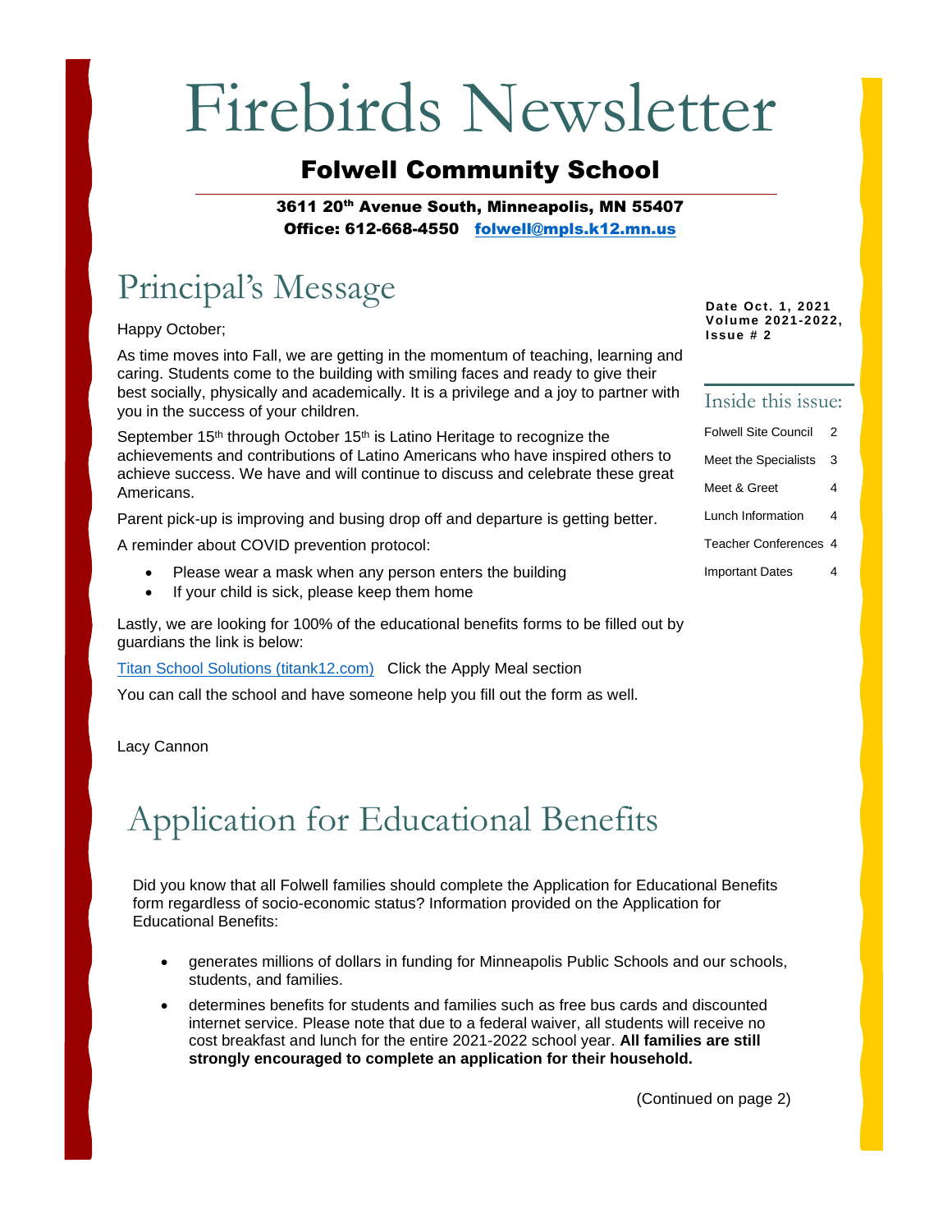# Firebirds Newsletter

## Folwell Community School

**3611 20th Avenue South, Minneapolis, MN 55407**
**Office: 612-668-4550 [folwell@mpls.k12.mn.us](mailto:folwell@mpls.k12.mn.us)**

**Date Oct. 1, 2021**
**Volume 2021-2022, Issue # 2**

### Inside this issue:

| | |
|---|---|
| Folwell Site Council | 2 |
| Meet the Specialists | 3 |
| Meet & Greet | 4 |
| Lunch Information | 4 |
| Teacher Conferences | 4 |
| Important Dates | 4 |

## Principal's Message

Happy October;

As time moves into Fall, we are getting in the momentum of teaching, learning and caring. Students come to the building with smiling faces and ready to give their best socially, physically and academically. It is a privilege and a joy to partner with you in the success of your children.

September 15th through October 15th is Latino Heritage to recognize the achievements and contributions of Latino Americans who have inspired others to achieve success. We have and will continue to discuss and celebrate these great Americans.

Parent pick-up is improving and busing drop off and departure is getting better.

A reminder about COVID prevention protocol:

- Please wear a mask when any person enters the building
- If your child is sick, please keep them home

Lastly, we are looking for 100% of the educational benefits forms to be filled out by guardians the link is below:

[Titan School Solutions (titank12.com)](https://titank12.com) Click the Apply Meal section

You can call the school and have someone help you fill out the form as well.

Lacy Cannon

## Application for Educational Benefits

Did you know that all Folwell families should complete the Application for Educational Benefits form regardless of socio-economic status? Information provided on the Application for Educational Benefits:

- generates millions of dollars in funding for Minneapolis Public Schools and our schools, students, and families.
- determines benefits for students and families such as free bus cards and discounted internet service. Please note that due to a federal waiver, all students will receive no cost breakfast and lunch for the entire 2021-2022 school year. **All families are still strongly encouraged to complete an application for their household.**

(Continued on page 2)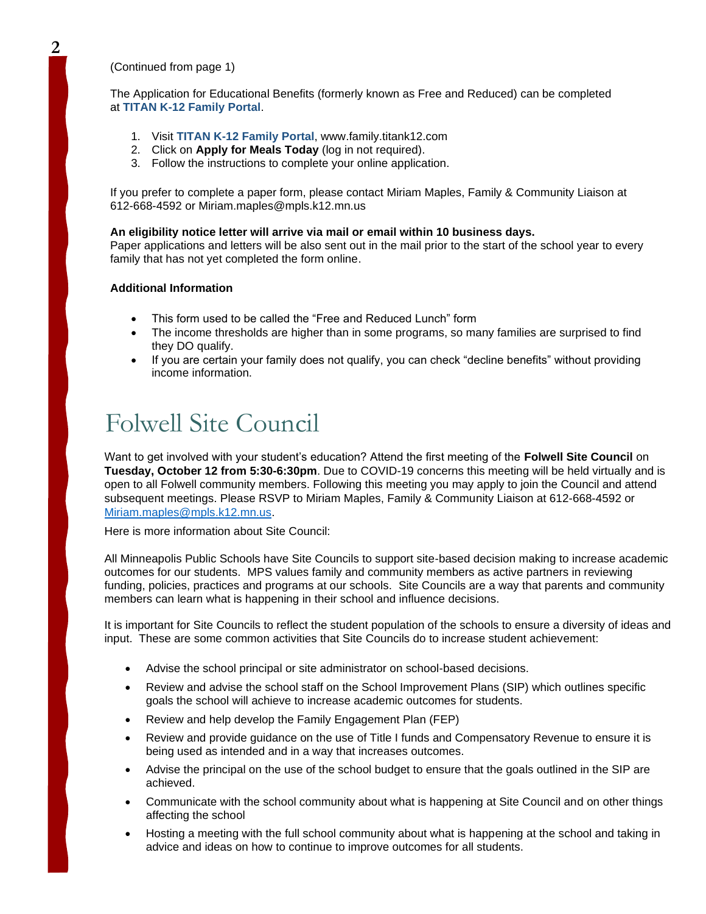(Continued from page 1)

The Application for Educational Benefits (formerly known as Free and Reduced) can be completed at **TITAN K-12 Family Portal**.

1. Visit **TITAN K-12 Family Portal**, www.family.titank12.com
2. Click on **Apply for Meals Today** (log in not required).
3. Follow the instructions to complete your online application.

If you prefer to complete a paper form, please contact Miriam Maples, Family & Community Liaison at 612-668-4592 or Miriam.maples@mpls.k12.mn.us

**An eligibility notice letter will arrive via mail or email within 10 business days.**
Paper applications and letters will be also sent out in the mail prior to the start of the school year to every family that has not yet completed the form online.

**Additional Information**

- This form used to be called the "Free and Reduced Lunch" form
- The income thresholds are higher than in some programs, so many families are surprised to find they DO qualify.
- If you are certain your family does not qualify, you can check "decline benefits" without providing income information.

# Folwell Site Council

Want to get involved with your student's education? Attend the first meeting of the **Folwell Site Council** on **Tuesday, October 12 from 5:30-6:30pm**. Due to COVID-19 concerns this meeting will be held virtually and is open to all Folwell community members. Following this meeting you may apply to join the Council and attend subsequent meetings. Please RSVP to Miriam Maples, Family & Community Liaison at 612-668-4592 or Miriam.maples@mpls.k12.mn.us.

Here is more information about Site Council:

All Minneapolis Public Schools have Site Councils to support site-based decision making to increase academic outcomes for our students. MPS values family and community members as active partners in reviewing funding, policies, practices and programs at our schools. Site Councils are a way that parents and community members can learn what is happening in their school and influence decisions.

It is important for Site Councils to reflect the student population of the schools to ensure a diversity of ideas and input. These are some common activities that Site Councils do to increase student achievement:

- Advise the school principal or site administrator on school-based decisions.
- Review and advise the school staff on the School Improvement Plans (SIP) which outlines specific goals the school will achieve to increase academic outcomes for students.
- Review and help develop the Family Engagement Plan (FEP)
- Review and provide guidance on the use of Title I funds and Compensatory Revenue to ensure it is being used as intended and in a way that increases outcomes.
- Advise the principal on the use of the school budget to ensure that the goals outlined in the SIP are achieved.
- Communicate with the school community about what is happening at Site Council and on other things affecting the school
- Hosting a meeting with the full school community about what is happening at the school and taking in advice and ideas on how to continue to improve outcomes for all students.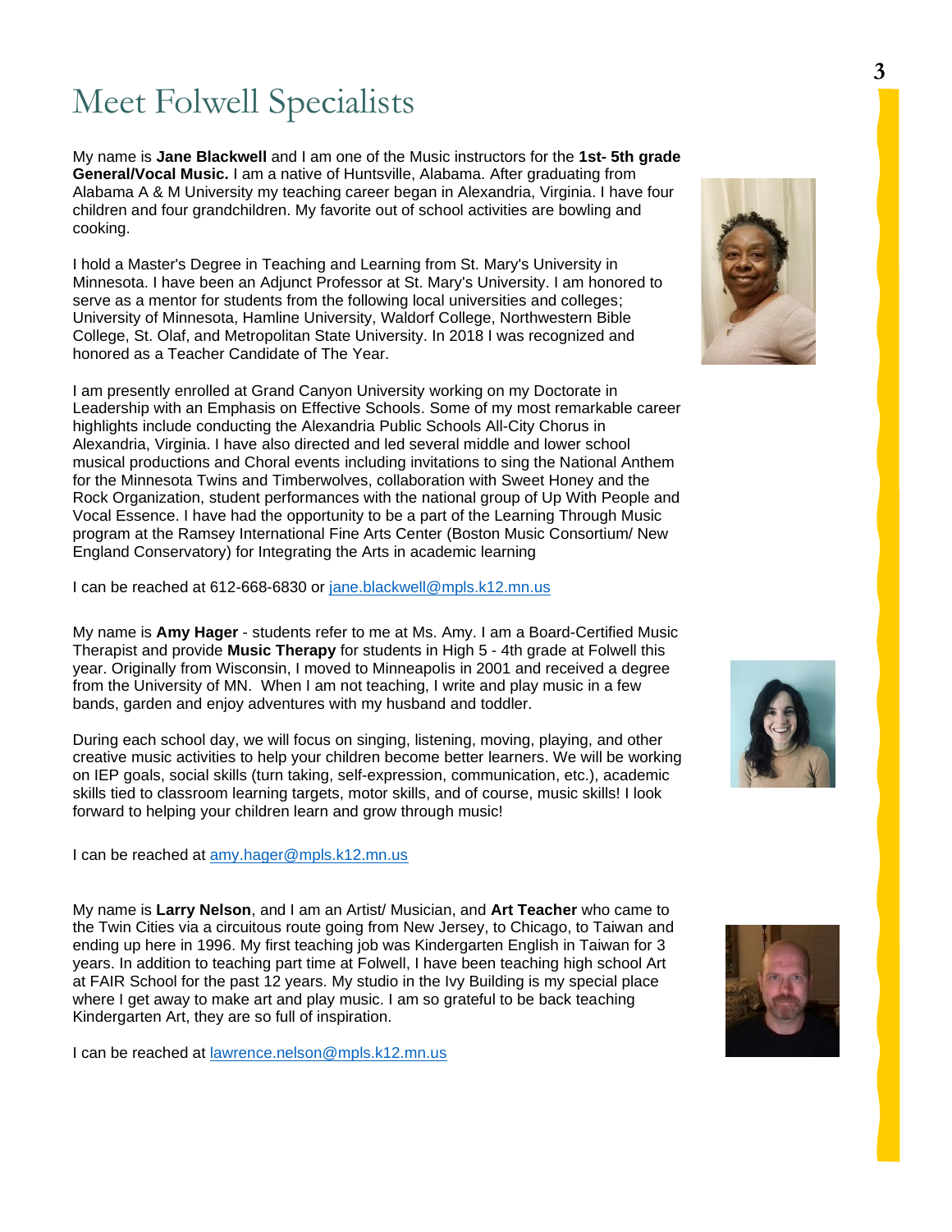# Meet Folwell Specialists

My name is **Jane Blackwell** and I am one of the Music instructors for the **1st- 5th grade General/Vocal Music.** I am a native of Huntsville, Alabama. After graduating from Alabama A & M University my teaching career began in Alexandria, Virginia. I have four children and four grandchildren. My favorite out of school activities are bowling and cooking.

I hold a Master's Degree in Teaching and Learning from St. Mary's University in Minnesota. I have been an Adjunct Professor at St. Mary's University. I am honored to serve as a mentor for students from the following local universities and colleges; University of Minnesota, Hamline University, Waldorf College, Northwestern Bible College, St. Olaf, and Metropolitan State University. In 2018 I was recognized and honored as a Teacher Candidate of The Year.

I am presently enrolled at Grand Canyon University working on my Doctorate in Leadership with an Emphasis on Effective Schools. Some of my most remarkable career highlights include conducting the Alexandria Public Schools All-City Chorus in Alexandria, Virginia. I have also directed and led several middle and lower school musical productions and Choral events including invitations to sing the National Anthem for the Minnesota Twins and Timberwolves, collaboration with Sweet Honey and the Rock Organization, student performances with the national group of Up With People and Vocal Essence. I have had the opportunity to be a part of the Learning Through Music program at the Ramsey International Fine Arts Center (Boston Music Consortium/ New England Conservatory) for Integrating the Arts in academic learning

I can be reached at 612-668-6830 or jane.blackwell@mpls.k12.mn.us

My name is **Amy Hager** - students refer to me at Ms. Amy. I am a Board-Certified Music Therapist and provide **Music Therapy** for students in High 5 - 4th grade at Folwell this year. Originally from Wisconsin, I moved to Minneapolis in 2001 and received a degree from the University of MN. When I am not teaching, I write and play music in a few bands, garden and enjoy adventures with my husband and toddler.

During each school day, we will focus on singing, listening, moving, playing, and other creative music activities to help your children become better learners. We will be working on IEP goals, social skills (turn taking, self-expression, communication, etc.), academic skills tied to classroom learning targets, motor skills, and of course, music skills! I look forward to helping your children learn and grow through music!

I can be reached at amy.hager@mpls.k12.mn.us

My name is **Larry Nelson**, and I am an Artist/ Musician, and **Art Teacher** who came to the Twin Cities via a circuitous route going from New Jersey, to Chicago, to Taiwan and ending up here in 1996. My first teaching job was Kindergarten English in Taiwan for 3 years. In addition to teaching part time at Folwell, I have been teaching high school Art at FAIR School for the past 12 years. My studio in the Ivy Building is my special place where I get away to make art and play music. I am so grateful to be back teaching Kindergarten Art, they are so full of inspiration.

I can be reached at lawrence.nelson@mpls.k12.mn.us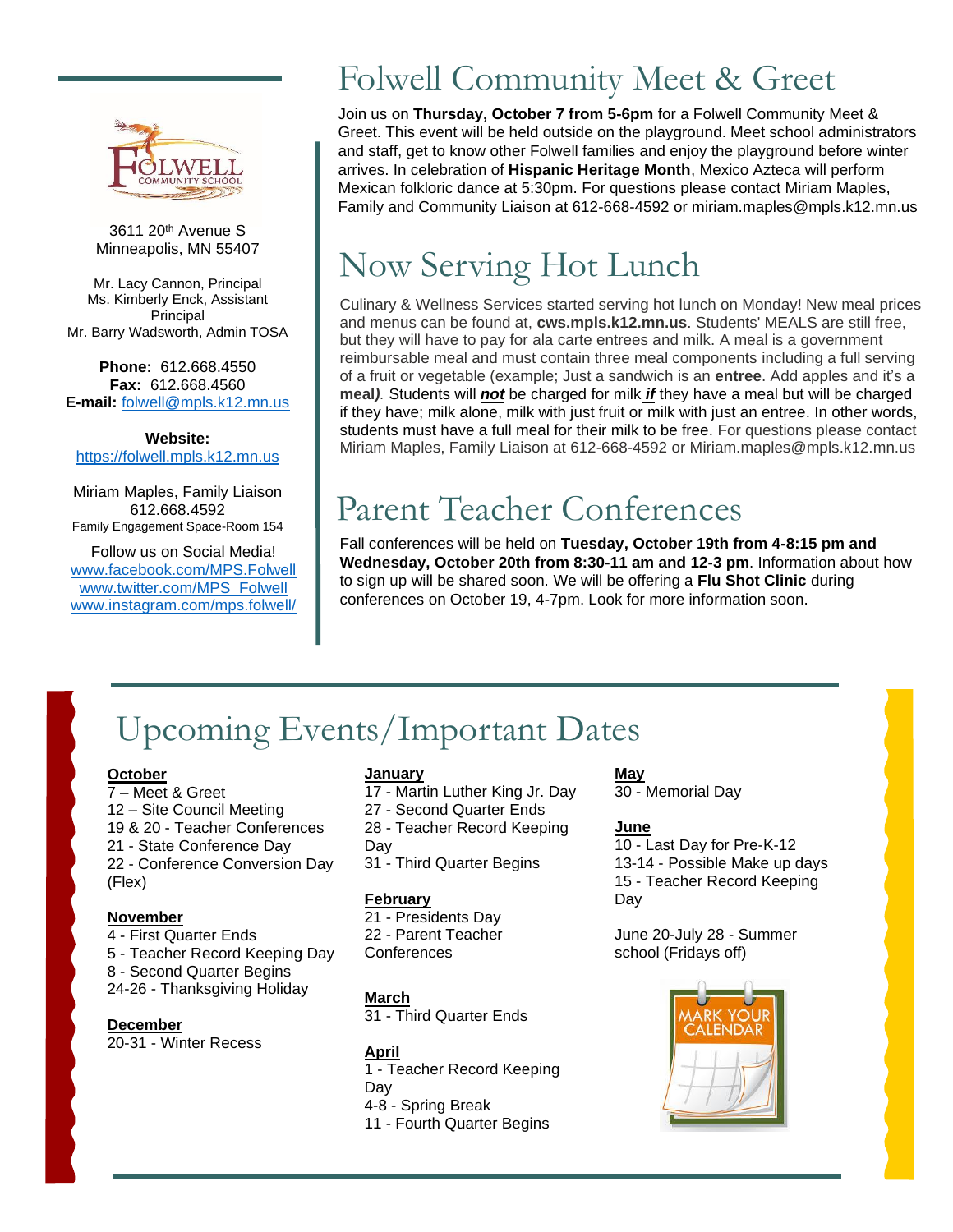3611 20th Avenue S
Minneapolis, MN 55407

Mr. Lacy Cannon, Principal
Ms. Kimberly Enck, Assistant Principal
Mr. Barry Wadsworth, Admin TOSA

**Phone:** 612.668.4550
**Fax:** 612.668.4560
**E-mail:** folwell@mpls.k12.mn.us

**Website:**
https://folwell.mpls.k12.mn.us

Miriam Maples, Family Liaison
612.668.4592
Family Engagement Space-Room 154

Follow us on Social Media!
www.facebook.com/MPS.Folwell
www.twitter.com/MPS_Folwell
www.instagram.com/mps.folwell/

# Folwell Community Meet & Greet

Join us on **Thursday, October 7 from 5-6pm** for a Folwell Community Meet & Greet. This event will be held outside on the playground. Meet school administrators and staff, get to know other Folwell families and enjoy the playground before winter arrives. In celebration of **Hispanic Heritage Month**, Mexico Azteca will perform Mexican folkloric dance at 5:30pm. For questions please contact Miriam Maples, Family and Community Liaison at 612-668-4592 or miriam.maples@mpls.k12.mn.us

# Now Serving Hot Lunch

Culinary & Wellness Services started serving hot lunch on Monday! New meal prices and menus can be found at, **cws.mpls.k12.mn.us**. Students' MEALS are still free, but they will have to pay for ala carte entrees and milk. A meal is a government reimbursable meal and must contain three meal components including a full serving of a fruit or vegetable (example; Just a sandwich is an **entree**. Add apples and it's a **meal***)*. Students will ***not*** be charged for milk ***if*** they have a meal but will be charged if they have; milk alone, milk with just fruit or milk with just an entree. In other words, students must have a full meal for their milk to be free. For questions please contact Miriam Maples, Family Liaison at 612-668-4592 or Miriam.maples@mpls.k12.mn.us

# Parent Teacher Conferences

Fall conferences will be held on **Tuesday, October 19th from 4-8:15 pm and Wednesday, October 20th from 8:30-11 am and 12-3 pm**. Information about how to sign up will be shared soon. We will be offering a **Flu Shot Clinic** during conferences on October 19, 4-7pm. Look for more information soon.

# Upcoming Events/Important Dates

**October**
7 – Meet & Greet
12 – Site Council Meeting
19 & 20 - Teacher Conferences
21 - State Conference Day
22 - Conference Conversion Day (Flex)

**November**
4 - First Quarter Ends
5 - Teacher Record Keeping Day
8 - Second Quarter Begins
24-26 - Thanksgiving Holiday

**December**
20-31 - Winter Recess

**January**
17 - Martin Luther King Jr. Day
27 - Second Quarter Ends
28 - Teacher Record Keeping Day
31 - Third Quarter Begins

**February**
21 - Presidents Day
22 - Parent Teacher Conferences

**March**
31 - Third Quarter Ends

**April**
1 - Teacher Record Keeping Day
4-8 - Spring Break
11 - Fourth Quarter Begins

**May**
30 - Memorial Day

**June**
10 - Last Day for Pre-K-12
13-14 - Possible Make up days
15 - Teacher Record Keeping Day

June 20-July 28 - Summer school (Fridays off)